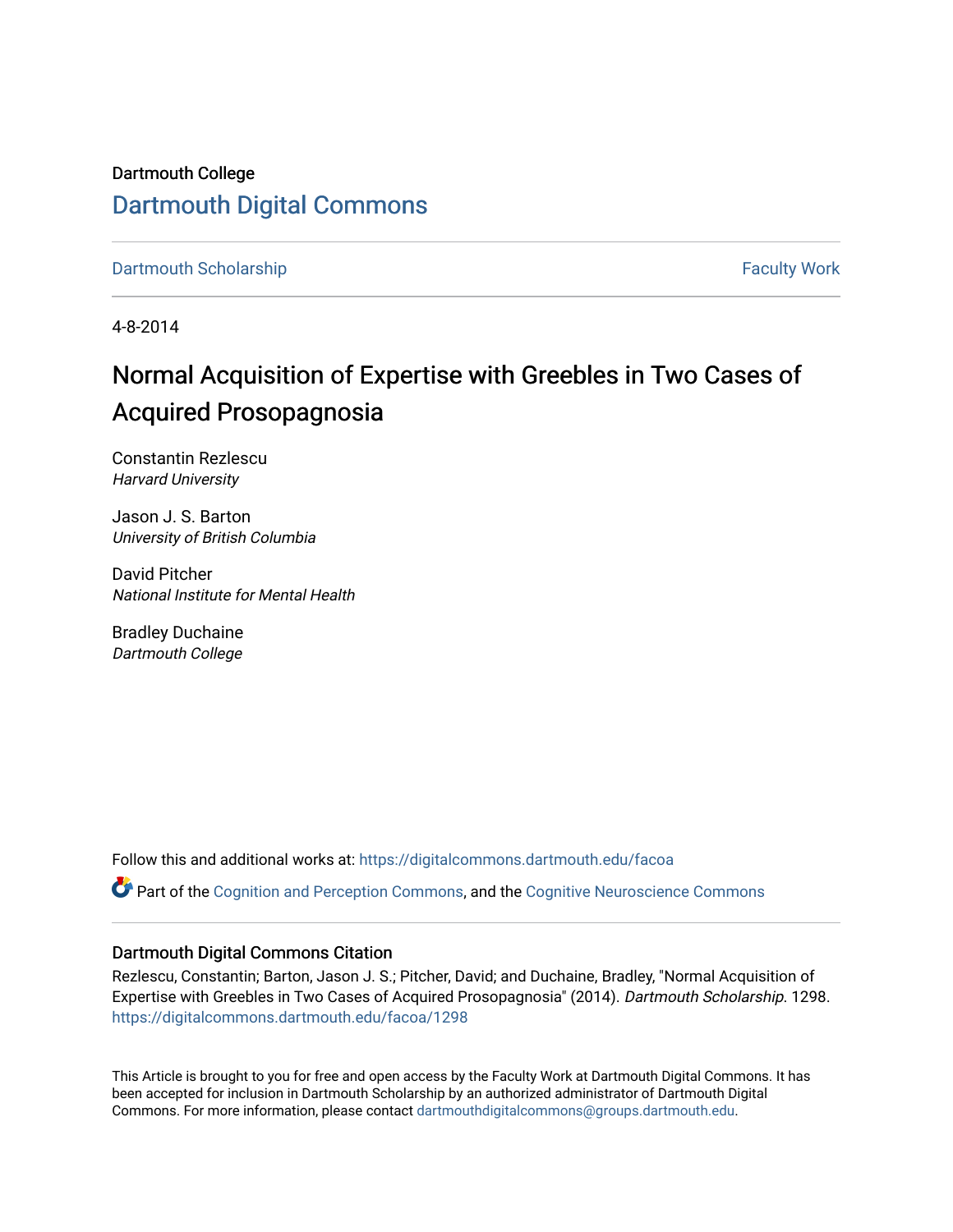Dartmouth College

# Dartmouth Digital Commons

Dartmouth Scholarship | Faculty Work

4-8-2014

# Normal Acquisition of Expertise with Greebles in Two Cases of Acquired Prosopagnosia

Constantin Rezlescu
*Harvard University*

Jason J. S. Barton
*University of British Columbia*

David Pitcher
*National Institute for Mental Health*

Bradley Duchaine
*Dartmouth College*

Follow this and additional works at: https://digitalcommons.dartmouth.edu/facoa

Part of the Cognition and Perception Commons, and the Cognitive Neuroscience Commons

### Dartmouth Digital Commons Citation

Rezlescu, Constantin; Barton, Jason J. S.; Pitcher, David; and Duchaine, Bradley, "Normal Acquisition of Expertise with Greebles in Two Cases of Acquired Prosopagnosia" (2014). *Dartmouth Scholarship*. 1298.
https://digitalcommons.dartmouth.edu/facoa/1298

This Article is brought to you for free and open access by the Faculty Work at Dartmouth Digital Commons. It has been accepted for inclusion in Dartmouth Scholarship by an authorized administrator of Dartmouth Digital Commons. For more information, please contact dartmouthdigitalcommons@groups.dartmouth.edu.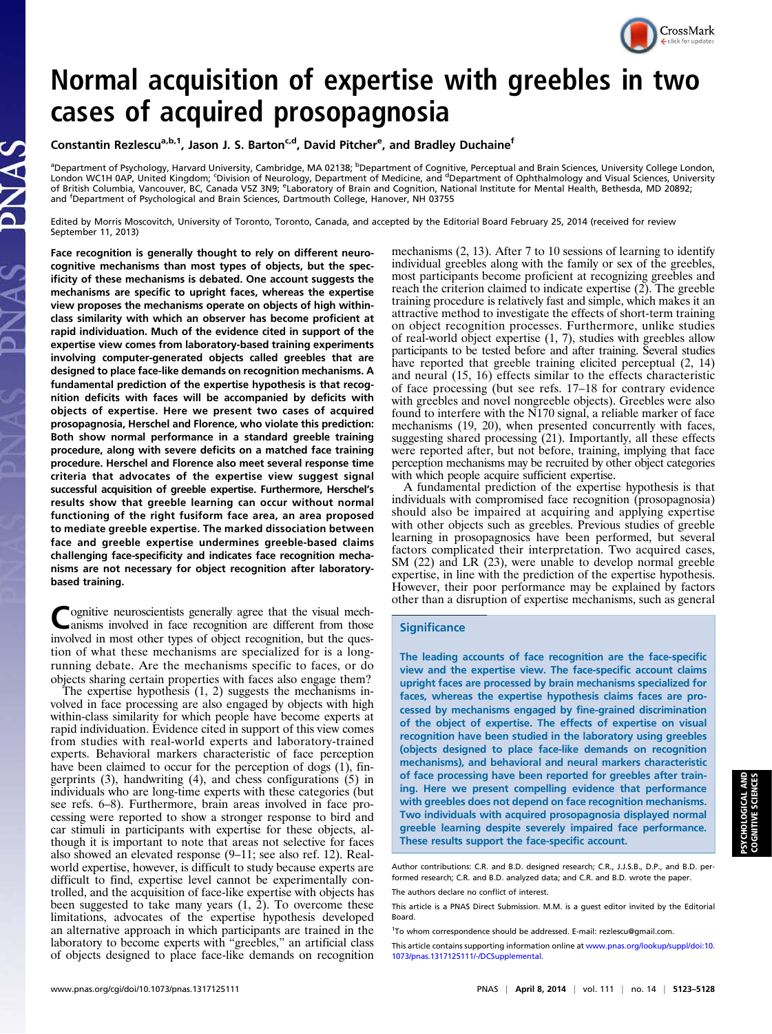# Normal acquisition of expertise with greebles in two cases of acquired prosopagnosia

Constantin Rezlescu[a,b,1], Jason J. S. Barton[c,d], David Pitcher[e], and Bradley Duchaine[f]

[a]Department of Psychology, Harvard University, Cambridge, MA 02138; [b]Department of Cognitive, Perceptual and Brain Sciences, University College London, London WC1H 0AP, United Kingdom; [c]Division of Neurology, Department of Medicine, and [d]Department of Ophthalmology and Visual Sciences, University of British Columbia, Vancouver, BC, Canada V5Z 3N9; [e]Laboratory of Brain and Cognition, National Institute for Mental Health, Bethesda, MD 20892; and [f]Department of Psychological and Brain Sciences, Dartmouth College, Hanover, NH 03755

Edited by Morris Moscovitch, University of Toronto, Toronto, Canada, and accepted by the Editorial Board February 25, 2014 (received for review September 11, 2013)

**Face recognition is generally thought to rely on different neurocognitive mechanisms than most types of objects, but the specificity of these mechanisms is debated. One account suggests the mechanisms are specific to upright faces, whereas the expertise view proposes the mechanisms operate on objects of high within-class similarity with which an observer has become proficient at rapid individuation. Much of the evidence cited in support of the expertise view comes from laboratory-based training experiments involving computer-generated objects called greebles that are designed to place face-like demands on recognition mechanisms. A fundamental prediction of the expertise hypothesis is that recognition deficits with faces will be accompanied by deficits with objects of expertise. Here we present two cases of acquired prosopagnosia, Herschel and Florence, who violate this prediction: Both show normal performance in a standard greeble training procedure, along with severe deficits on a matched face training procedure. Herschel and Florence also meet several response time criteria that advocates of the expertise view suggest signal successful acquisition of greeble expertise. Furthermore, Herschel's results show that greeble learning can occur without normal functioning of the right fusiform face area, an area proposed to mediate greeble expertise. The marked dissociation between face and greeble expertise undermines greeble-based claims challenging face-specificity and indicates face recognition mechanisms are not necessary for object recognition after laboratory-based training.**

Cognitive neuroscientists generally agree that the visual mechanisms involved in face recognition are different from those involved in most other types of object recognition, but the question of what these mechanisms are specialized for is a long-running debate. Are the mechanisms specific to faces, or do objects sharing certain properties with faces also engage them?

The expertise hypothesis (1, 2) suggests the mechanisms involved in face processing are also engaged by objects with high within-class similarity for which people have become experts at rapid individuation. Evidence cited in support of this view comes from studies with real-world experts and laboratory-trained experts. Behavioral markers characteristic of face perception have been claimed to occur for the perception of dogs (1), fingerprints (3), handwriting (4), and chess configurations (5) in individuals who are long-time experts with these categories (but see refs. 6–8). Furthermore, brain areas involved in face processing were reported to show a stronger response to bird and car stimuli in participants with expertise for these objects, although it is important to note that areas not selective for faces also showed an elevated response (9–11; see also ref. 12). Real-world expertise, however, is difficult to study because experts are difficult to find, expertise level cannot be experimentally controlled, and the acquisition of face-like expertise with objects has been suggested to take many years (1, 2). To overcome these limitations, advocates of the expertise hypothesis developed an alternative approach in which participants are trained in the laboratory to become experts with "greebles," an artificial class of objects designed to place face-like demands on recognition mechanisms (2, 13). After 7 to 10 sessions of learning to identify individual greebles along with the family or sex of the greebles, most participants become proficient at recognizing greebles and reach the criterion claimed to indicate expertise (2). The greeble training procedure is relatively fast and simple, which makes it an attractive method to investigate the effects of short-term training on object recognition processes. Furthermore, unlike studies of real-world object expertise (1, 7), studies with greebles allow participants to be tested before and after training. Several studies have reported that greeble training elicited perceptual (2, 14) and neural (15, 16) effects similar to the effects characteristic of face processing (but see refs. 17–18 for contrary evidence with greebles and novel nongreeble objects). Greebles were also found to interfere with the N170 signal, a reliable marker of face mechanisms (19, 20), when presented concurrently with faces, suggesting shared processing (21). Importantly, all these effects were reported after, but not before, training, implying that face perception mechanisms may be recruited by other object categories with which people acquire sufficient expertise.

A fundamental prediction of the expertise hypothesis is that individuals with compromised face recognition (prosopagnosia) should also be impaired at acquiring and applying expertise with other objects such as greebles. Previous studies of greeble learning in prosopagnosics have been performed, but several factors complicated their interpretation. Two acquired cases, SM (22) and LR (23), were unable to develop normal greeble expertise, in line with the prediction of the expertise hypothesis. However, their poor performance may be explained by factors other than a disruption of expertise mechanisms, such as general

## Significance

The leading accounts of face recognition are the face-specific view and the expertise view. The face-specific account claims upright faces are processed by brain mechanisms specialized for faces, whereas the expertise hypothesis claims faces are processed by mechanisms engaged by fine-grained discrimination of the object of expertise. The effects of expertise on visual recognition have been studied in the laboratory using greebles (objects designed to place face-like demands on recognition mechanisms), and behavioral and neural markers characteristic of face processing have been reported for greebles after training. Here we present compelling evidence that performance with greebles does not depend on face recognition mechanisms. Two individuals with acquired prosopagnosia displayed normal greeble learning despite severely impaired face performance. These results support the face-specific account.

Author contributions: C.R. and B.D. designed research; C.R., J.J.S.B., D.P., and B.D. performed research; C.R. and B.D. analyzed data; and C.R. and B.D. wrote the paper.

The authors declare no conflict of interest.

This article is a PNAS Direct Submission. M.M. is a guest editor invited by the Editorial Board.

[1]To whom correspondence should be addressed. E-mail: rezlescu@gmail.com.

This article contains supporting information online at www.pnas.org/lookup/suppl/doi:10.1073/pnas.1317125111/-/DCSupplemental.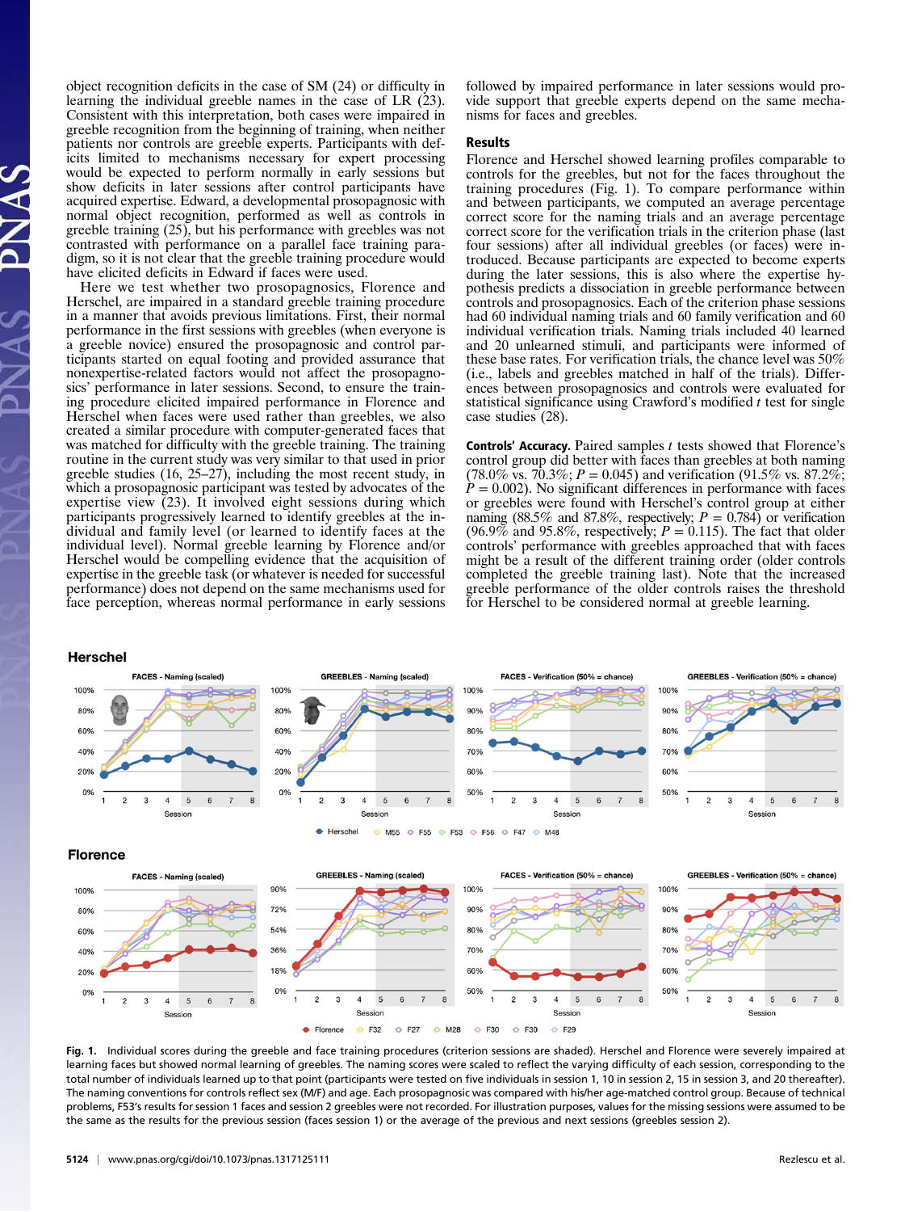object recognition deficits in the case of SM (24) or difficulty in learning the individual greeble names in the case of LR (23). Consistent with this interpretation, both cases were impaired in greeble recognition from the beginning of training, when neither patients nor controls are greeble experts. Participants with deficits limited to mechanisms necessary for expert processing would be expected to perform normally in early sessions but show deficits in later sessions after control participants have acquired expertise. Edward, a developmental prosopagnosic with normal object recognition, performed as well as controls in greeble training (25), but his performance with greebles was not contrasted with performance on a parallel face training paradigm, so it is not clear that the greeble training procedure would have elicited deficits in Edward if faces were used.

Here we test whether two prosopagnosics, Florence and Herschel, are impaired in a standard greeble training procedure in a manner that avoids previous limitations. First, their normal performance in the first sessions with greebles (when everyone is a greeble novice) ensured the prosopagnosic and control participants started on equal footing and provided assurance that nonexpertise-related factors would not affect the prosopagnosics' performance in later sessions. Second, to ensure the training procedure elicited impaired performance in Florence and Herschel when faces were used rather than greebles, we also created a similar procedure with computer-generated faces that was matched for difficulty with the greeble training. The training routine in the current study was very similar to that used in prior greeble studies (16, 25–27), including the most recent study, in which a prosopagnosic participant was tested by advocates of the expertise view (23). It involved eight sessions during which participants progressively learned to identify greebles at the individual and family level (or learned to identify faces at the individual level). Normal greeble learning by Florence and/or Herschel would be compelling evidence that the acquisition of expertise in the greeble task (or whatever is needed for successful performance) does not depend on the same mechanisms used for face perception, whereas normal performance in early sessions followed by impaired performance in later sessions would provide support that greeble experts depend on the same mechanisms for faces and greebles.

## Results

Florence and Herschel showed learning profiles comparable to controls for the greebles, but not for the faces throughout the training procedures (Fig. 1). To compare performance within and between participants, we computed an average percentage correct score for the naming trials and an average percentage correct score for the verification trials in the criterion phase (last four sessions) after all individual greebles (or faces) were introduced. Because participants are expected to become experts during the later sessions, this is also where the expertise hypothesis predicts a dissociation in greeble performance between controls and prosopagnosics. Each of the criterion phase sessions had 60 individual naming trials and 60 family verification and 60 individual verification trials. Naming trials included 40 learned and 20 unlearned stimuli, and participants were informed of these base rates. For verification trials, the chance level was 50% (i.e., labels and greebles matched in half of the trials). Differences between prosopagnosics and controls were evaluated for statistical significance using Crawford's modified $t$ test for single case studies (28).

**Controls' Accuracy.** Paired samples $t$ tests showed that Florence's control group did better with faces than greebles at both naming (78.0% vs. 70.3%; $P = 0.045$) and verification (91.5% vs. 87.2%; $P = 0.002$). No significant differences in performance with faces or greebles were found with Herschel's control group at either naming (88.5% and 87.8%, respectively; $P = 0.784$) or verification (96.9% and 95.8%, respectively; $P = 0.115$). The fact that older controls' performance with greebles approached that with faces might be a result of the different training order (older controls completed the greeble training last). Note that the increased greeble performance of the older controls raises the threshold for Herschel to be considered normal at greeble learning.

**Fig. 1.** Individual scores during the greeble and face training procedures (criterion sessions are shaded). Herschel and Florence were severely impaired at learning faces but showed normal learning of greebles. The naming scores were scaled to reflect the varying difficulty of each session, corresponding to the total number of individuals learned up to that point (participants were tested on five individuals in session 1, 10 in session 2, 15 in session 3, and 20 thereafter). The naming conventions for controls reflect sex (M/F) and age. Each prosopagnosic was compared with his/her age-matched control group. Because of technical problems, F53's results for session 1 faces and session 2 greebles were not recorded. For illustration purposes, values for the missing sessions were assumed to be the same as the results for the previous session (faces session 1) or the average of the previous and next sessions (greebles session 2).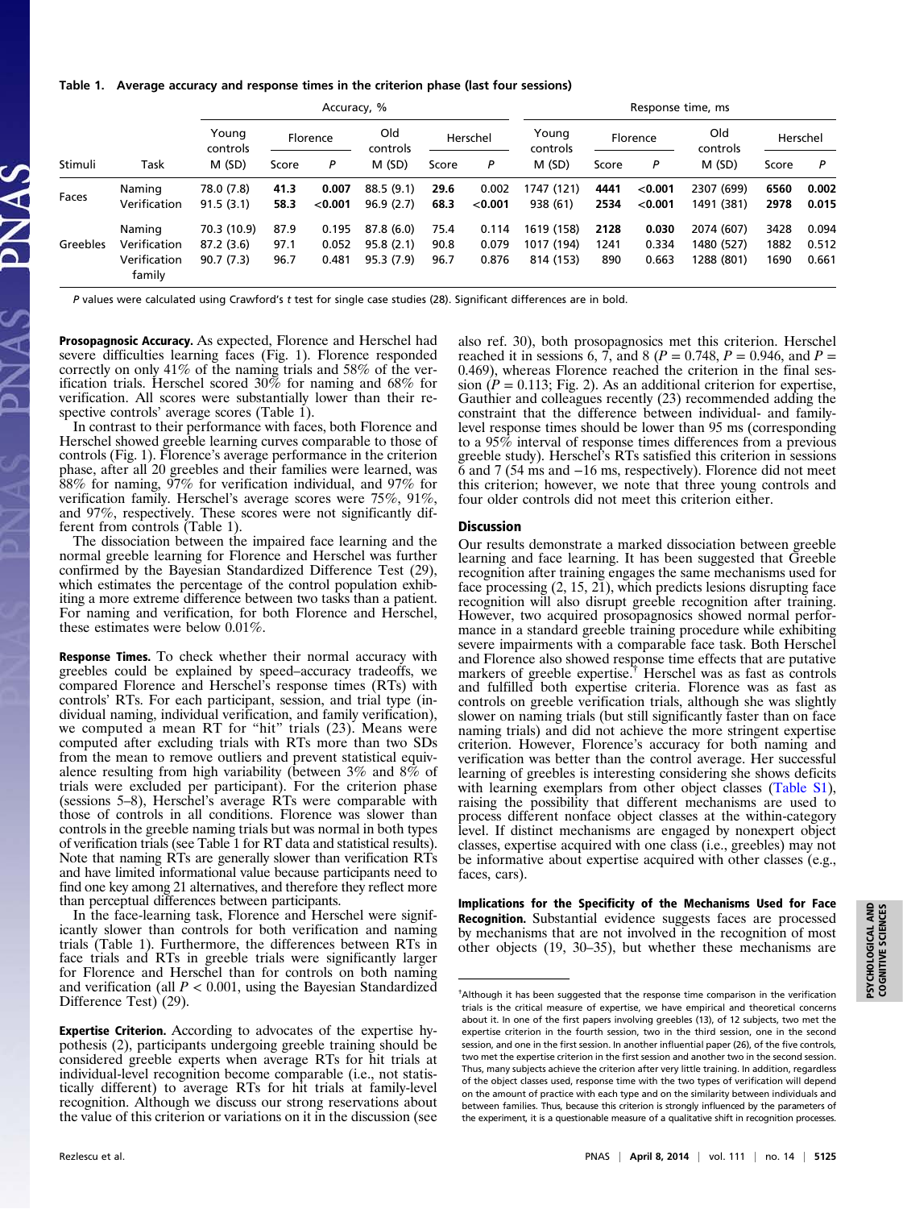**Table 1. Average accuracy and response times in the criterion phase (last four sessions)**

| | | Accuracy, % | | | | | | | Response time, ms | | | | | | |
|---|---|---|---|---|---|---|---|---|---|---|---|---|---|---|---|
| | | Young controls | Florence | | Old controls | Herschel | | Young controls | Florence | | Old controls | Herschel | |
| Stimuli | Task | M (SD) | Score | *P* | M (SD) | Score | *P* | M (SD) | Score | *P* | M (SD) | Score | *P* |
| Faces | Naming | 78.0 (7.8) | **41.3** | **0.007** | 88.5 (9.1) | **29.6** | **0.002** | 1747 (121) | **4441** | **<0.001** | 2307 (699) | **6560** | **0.002** |
| | Verification | 91.5 (3.1) | **58.3** | **<0.001** | 96.9 (2.7) | **68.3** | **<0.001** | 938 (61) | **2534** | **<0.001** | 1491 (381) | **2978** | **0.015** |
| Greebles | Naming | 70.3 (10.9) | 87.9 | 0.195 | 87.8 (6.0) | 75.4 | 0.114 | 1619 (158) | **2128** | **0.030** | 2074 (607) | 3428 | 0.094 |
| | Verification | 87.2 (3.6) | 97.1 | 0.052 | 95.8 (2.1) | 90.8 | 0.079 | 1017 (194) | 1241 | 0.334 | 1480 (527) | 1882 | 0.512 |
| | Verification family | 90.7 (7.3) | 96.7 | 0.481 | 95.3 (7.9) | 96.7 | 0.876 | 814 (153) | 890 | 0.663 | 1288 (801) | 1690 | 0.661 |

*P* values were calculated using Crawford's *t* test for single case studies (28). Significant differences are in bold.

**Prosopagnosic Accuracy.** As expected, Florence and Herschel had severe difficulties learning faces (Fig. 1). Florence responded correctly on only 41% of the naming trials and 58% of the verification trials. Herschel scored 30% for naming and 68% for verification. All scores were substantially lower than their respective controls' average scores (Table 1).

In contrast to their performance with faces, both Florence and Herschel showed greeble learning curves comparable to those of controls (Fig. 1). Florence's average performance in the criterion phase, after all 20 greebles and their families were learned, was 88% for naming, 97% for verification individual, and 97% for verification family. Herschel's average scores were 75%, 91%, and 97%, respectively. These scores were not significantly different from controls (Table 1).

The dissociation between the impaired face learning and the normal greeble learning for Florence and Herschel was further confirmed by the Bayesian Standardized Difference Test (29), which estimates the percentage of the control population exhibiting a more extreme difference between two tasks than a patient. For naming and verification, for both Florence and Herschel, these estimates were below 0.01%.

**Response Times.** To check whether their normal accuracy with greebles could be explained by speed–accuracy tradeoffs, we compared Florence and Herschel's response times (RTs) with controls' RTs. For each participant, session, and trial type (individual naming, individual verification, and family verification), we computed a mean RT for "hit" trials (23). Means were computed after excluding trials with RTs more than two SDs from the mean to remove outliers and prevent statistical equivalence resulting from high variability (between 3% and 8% of trials were excluded per participant). For the criterion phase (sessions 5–8), Herschel's average RTs were comparable with those of controls in all conditions. Florence was slower than controls in the greeble naming trials but was normal in both types of verification trials (see Table 1 for RT data and statistical results). Note that naming RTs are generally slower than verification RTs and have limited informational value because participants need to find one key among 21 alternatives, and therefore they reflect more than perceptual differences between participants.

In the face-learning task, Florence and Herschel were significantly slower than controls for both verification and naming trials (Table 1). Furthermore, the differences between RTs in face trials and RTs in greeble trials were significantly larger for Florence and Herschel than for controls on both naming and verification (all $P < 0.001$, using the Bayesian Standardized Difference Test) (29).

**Expertise Criterion.** According to advocates of the expertise hypothesis (2), participants undergoing greeble training should be considered greeble experts when average RTs for hit trials at individual-level recognition become comparable (i.e., not statistically different) to average RTs for hit trials at family-level recognition. Although we discuss our strong reservations about the value of this criterion or variations on it in the discussion (see also ref. 30), both prosopagnosics met this criterion. Herschel reached it in sessions 6, 7, and 8 ($P = 0.748$, $P = 0.946$, and $P = 0.469$), whereas Florence reached the criterion in the final session ($P = 0.113$; Fig. 2). As an additional criterion for expertise, Gauthier and colleagues recently (23) recommended adding the constraint that the difference between individual- and family-level response times should be lower than 95 ms (corresponding to a 95% interval of response times differences from a previous greeble study). Herschel's RTs satisfied this criterion in sessions 6 and 7 (54 ms and −16 ms, respectively). Florence did not meet this criterion; however, we note that three young controls and four older controls did not meet this criterion either.

## Discussion

Our results demonstrate a marked dissociation between greeble learning and face learning. It has been suggested that Greeble recognition after training engages the same mechanisms used for face processing (2, 15, 21), which predicts lesions disrupting face recognition will also disrupt greeble recognition after training. However, two acquired prosopagnosics showed normal performance in a standard greeble training procedure while exhibiting severe impairments with a comparable face task. Both Herschel and Florence also showed response time effects that are putative markers of greeble expertise.[†] Herschel was as fast as controls and fulfilled both expertise criteria. Florence was as fast as controls on greeble verification trials, although she was slightly slower on naming trials (but still significantly faster than on face naming trials) and did not achieve the more stringent expertise criterion. However, Florence's accuracy for both naming and verification was better than the control average. Her successful learning of greebles is interesting considering she shows deficits with learning exemplars from other object classes (Table S1), raising the possibility that different mechanisms are used to process different nonface object classes at the within-category level. If distinct mechanisms are engaged by nonexpert object classes, expertise acquired with one class (i.e., greebles) may not be informative about expertise acquired with other classes (e.g., faces, cars).

**Implications for the Specificity of the Mechanisms Used for Face Recognition.** Substantial evidence suggests faces are processed by mechanisms that are not involved in the recognition of most other objects (19, 30–35), but whether these mechanisms are

[†]Although it has been suggested that the response time comparison in the verification trials is the critical measure of expertise, we have empirical and theoretical concerns about it. In one of the first papers involving greebles (13), of 12 subjects, two met the expertise criterion in the fourth session, two in the third session, one in the second session, and one in the first session. In another influential paper (26), of the five controls, two met the expertise criterion in the first session and another two in the second session. Thus, many subjects achieve the criterion after very little training. In addition, regardless of the object classes used, response time with the two types of verification will depend on the amount of practice with each type and on the similarity between individuals and between families. Thus, because this criterion is strongly influenced by the parameters of the experiment, it is a questionable measure of a qualitative shift in recognition processes.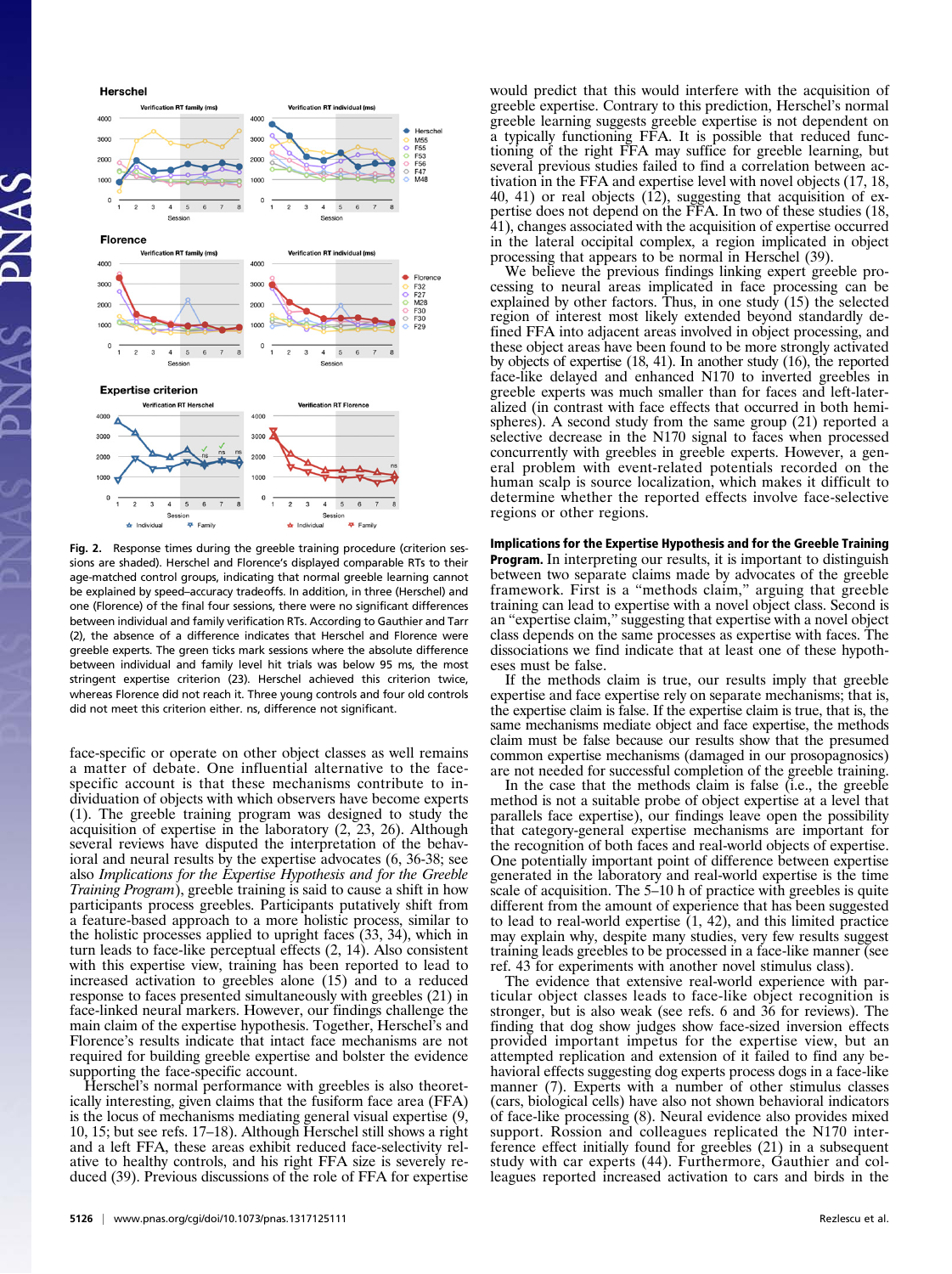Herschel

Verification RT family (ms)

Verification RT individual (ms)

4000
3000
2000
1000
0

1 2 3 4 5 6 7 8

Session

Herschel
M55
F55
F53
F56
F47
M48

Florence

Verification RT family (ms)

Verification RT individual (ms)

Florence
F32
F27
M28
F30
F30
F29

Expertise criterion

Verification RT Herschel

Verification RT Florence

ns

Individual Family

Fig. 2. Response times during the greeble training procedure (criterion sessions are shaded). Herschel and Florence's displayed comparable RTs to their age-matched control groups, indicating that normal greeble learning cannot be explained by speed–accuracy tradeoffs. In addition, in three (Herschel) and one (Florence) of the final four sessions, there were no significant differences between individual and family verification RTs. According to Gauthier and Tarr (2), the absence of a difference indicates that Herschel and Florence were greeble experts. The green ticks mark sessions where the absolute difference between individual and family level hit trials was below 95 ms, the most stringent expertise criterion (23). Herschel achieved this criterion twice, whereas Florence did not reach it. Three young controls and four old controls did not meet this criterion either. ns, difference not significant.

face-specific or operate on other object classes as well remains a matter of debate. One influential alternative to the face-specific account is that these mechanisms contribute to individuation of objects with which observers have become experts (1). The greeble training program was designed to study the acquisition of expertise in the laboratory (2, 23, 26). Although several reviews have disputed the interpretation of the behavioral and neural results by the expertise advocates (6, 36-38; see also *Implications for the Expertise Hypothesis and for the Greeble Training Program*), greeble training is said to cause a shift in how participants process greebles. Participants putatively shift from a feature-based approach to a more holistic process, similar to the holistic processes applied to upright faces (33, 34), which in turn leads to face-like perceptual effects (2, 14). Also consistent with this expertise view, training has been reported to lead to increased activation to greebles alone (15) and to a reduced response to faces presented simultaneously with greebles (21) in face-linked neural markers. However, our findings challenge the main claim of the expertise hypothesis. Together, Herschel's and Florence's results indicate that intact face mechanisms are not required for building greeble expertise and bolster the evidence supporting the face-specific account.

Herschel's normal performance with greebles is also theoretically interesting, given claims that the fusiform face area (FFA) is the locus of mechanisms mediating general visual expertise (9, 10, 15; but see refs. 17–18). Although Herschel still shows a right and a left FFA, these areas exhibit reduced face-selectivity relative to healthy controls, and his right FFA size is severely reduced (39). Previous discussions of the role of FFA for expertise would predict that this would interfere with the acquisition of greeble expertise. Contrary to this prediction, Herschel's normal greeble learning suggests greeble expertise is not dependent on a typically functioning FFA. It is possible that reduced functioning of the right FFA may suffice for greeble learning, but several previous studies failed to find a correlation between activation in the FFA and expertise level with novel objects (17, 18, 40, 41) or real objects (12), suggesting that acquisition of expertise does not depend on the FFA. In two of these studies (18, 41), changes associated with the acquisition of expertise occurred in the lateral occipital complex, a region implicated in object processing that appears to be normal in Herschel (39).

We believe the previous findings linking expert greeble processing to neural areas implicated in face processing can be explained by other factors. Thus, in one study (15) the selected region of interest most likely extended beyond standardly defined FFA into adjacent areas involved in object processing, and these object areas have been found to be more strongly activated by objects of expertise (18, 41). In another study (16), the reported face-like delayed and enhanced N170 to inverted greebles in greeble experts was much smaller than for faces and left-lateralized (in contrast with face effects that occurred in both hemispheres). A second study from the same group (21) reported a selective decrease in the N170 signal to faces when processed concurrently with greebles in greeble experts. However, a general problem with event-related potentials recorded on the human scalp is source localization, which makes it difficult to determine whether the reported effects involve face-selective regions or other regions.

**Implications for the Expertise Hypothesis and for the Greeble Training Program.** In interpreting our results, it is important to distinguish between two separate claims made by advocates of the greeble framework. First is a "methods claim," arguing that greeble training can lead to expertise with a novel object class. Second is an "expertise claim," suggesting that expertise with a novel object class depends on the same processes as expertise with faces. The dissociations we find indicate that at least one of these hypotheses must be false.

If the methods claim is true, our results imply that greeble expertise and face expertise rely on separate mechanisms; that is, the expertise claim is false. If the expertise claim is true, that is, the same mechanisms mediate object and face expertise, the methods claim must be false because our results show that the presumed common expertise mechanisms (damaged in our prosopagnosics) are not needed for successful completion of the greeble training.

In the case that the methods claim is false (i.e., the greeble method is not a suitable probe of object expertise at a level that parallels face expertise), our findings leave open the possibility that category-general expertise mechanisms are important for the recognition of both faces and real-world objects of expertise. One potentially important point of difference between expertise generated in the laboratory and real-world expertise is the time scale of acquisition. The 5–10 h of practice with greebles is quite different from the amount of experience that has been suggested to lead to real-world expertise (1, 42), and this limited practice may explain why, despite many studies, very few results suggest training leads greebles to be processed in a face-like manner (see ref. 43 for experiments with another novel stimulus class).

The evidence that extensive real-world experience with particular object classes leads to face-like object recognition is stronger, but is also weak (see refs. 6 and 36 for reviews). The finding that dog show judges show face-sized inversion effects provided important impetus for the expertise view, but an attempted replication and extension of it failed to find any behavioral effects suggesting dog experts process dogs in a face-like manner (7). Experts with a number of other stimulus classes (cars, biological cells) have also not shown behavioral indicators of face-like processing (8). Neural evidence also provides mixed support. Rossion and colleagues replicated the N170 interference effect initially found for greebles (21) in a subsequent study with car experts (44). Furthermore, Gauthier and colleagues reported increased activation to cars and birds in the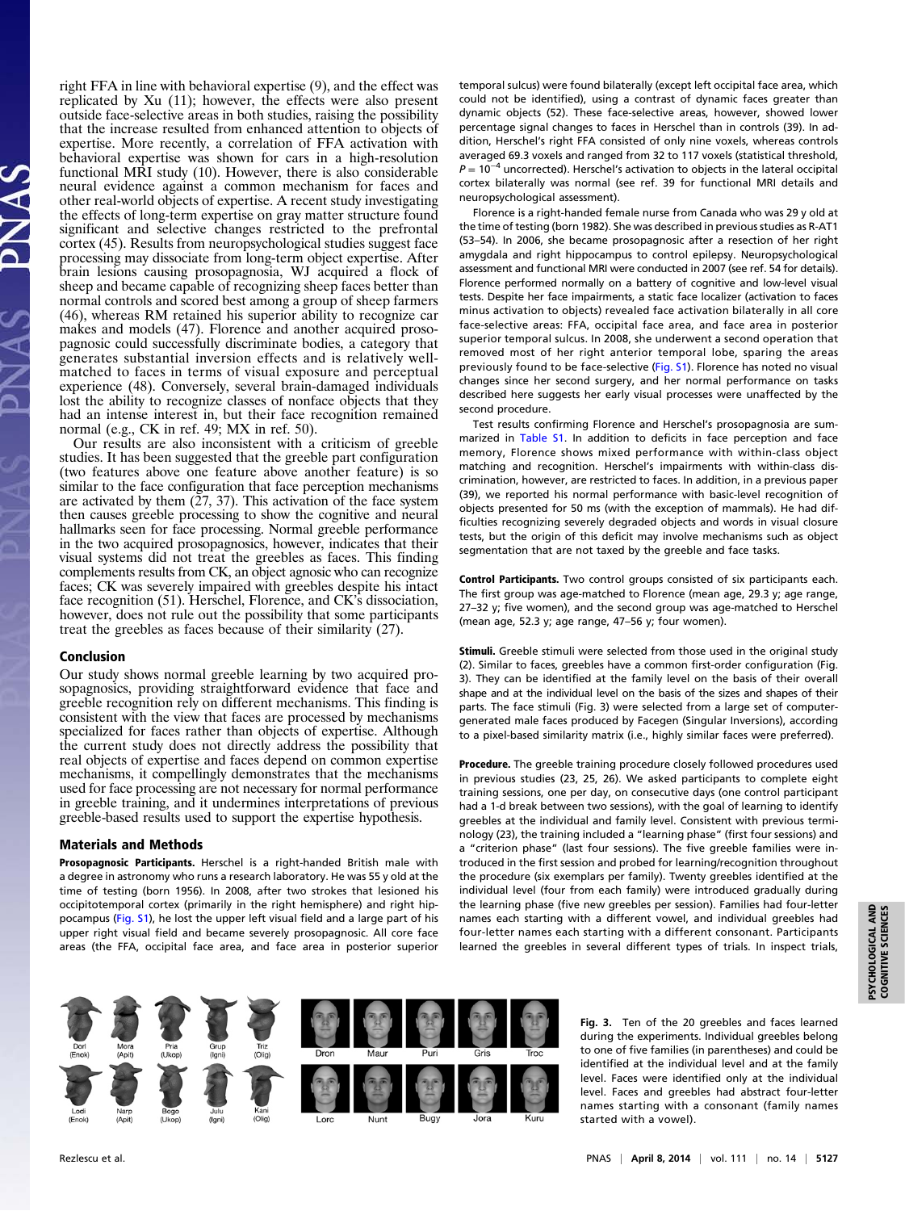right FFA in line with behavioral expertise (9), and the effect was replicated by Xu (11); however, the effects were also present outside face-selective areas in both studies, raising the possibility that the increase resulted from enhanced attention to objects of expertise. More recently, a correlation of FFA activation with behavioral expertise was shown for cars in a high-resolution functional MRI study (10). However, there is also considerable neural evidence against a common mechanism for faces and other real-world objects of expertise. A recent study investigating the effects of long-term expertise on gray matter structure found significant and selective changes restricted to the prefrontal cortex (45). Results from neuropsychological studies suggest face processing may dissociate from long-term object expertise. After brain lesions causing prosopagnosia, WJ acquired a flock of sheep and became capable of recognizing sheep faces better than normal controls and scored best among a group of sheep farmers (46), whereas RM retained his superior ability to recognize car makes and models (47). Florence and another acquired prosopagnosic could successfully discriminate bodies, a category that generates substantial inversion effects and is relatively well-matched to faces in terms of visual exposure and perceptual experience (48). Conversely, several brain-damaged individuals lost the ability to recognize classes of nonface objects that they had an intense interest in, but their face recognition remained normal (e.g., CK in ref. 49; MX in ref. 50).

Our results are also inconsistent with a criticism of greeble studies. It has been suggested that the greeble part configuration (two features above one feature above another feature) is so similar to the face configuration that face perception mechanisms are activated by them (27, 37). This activation of the face system then causes greeble processing to show the cognitive and neural hallmarks seen for face processing. Normal greeble performance in the two acquired prosopagnosics, however, indicates that their visual systems did not treat the greebles as faces. This finding complements results from CK, an object agnosic who can recognize faces; CK was severely impaired with greebles despite his intact face recognition (51). Herschel, Florence, and CK's dissociation, however, does not rule out the possibility that some participants treat the greebles as faces because of their similarity (27).

## Conclusion

Our study shows normal greeble learning by two acquired prosopagnosics, providing straightforward evidence that face and greeble recognition rely on different mechanisms. This finding is consistent with the view that faces are processed by mechanisms specialized for faces rather than objects of expertise. Although the current study does not directly address the possibility that real objects of expertise and faces depend on common expertise mechanisms, it compellingly demonstrates that the mechanisms used for face processing are not necessary for normal performance in greeble training, and it undermines interpretations of previous greeble-based results used to support the expertise hypothesis.

## Materials and Methods

**Prosopagnosic Participants.** Herschel is a right-handed British male with a degree in astronomy who runs a research laboratory. He was 55 y old at the time of testing (born 1956). In 2008, after two strokes that lesioned his occipitotemporal cortex (primarily in the right hemisphere) and right hippocampus (Fig. S1), he lost the upper left visual field and a large part of his upper right visual field and became severely prosopagnosic. All core face areas (the FFA, occipital face area, and face area in posterior superior temporal sulcus) were found bilaterally (except left occipital face area, which could not be identified), using a contrast of dynamic faces greater than dynamic objects (52). These face-selective areas, however, showed lower percentage signal changes to faces in Herschel than in controls (39). In addition, Herschel's right FFA consisted of only nine voxels, whereas controls averaged 69.3 voxels and ranged from 32 to 117 voxels (statistical threshold, $P = 10^{-4}$ uncorrected). Herschel's activation to objects in the lateral occipital cortex bilaterally was normal (see ref. 39 for functional MRI details and neuropsychological assessment).

Florence is a right-handed female nurse from Canada who was 29 y old at the time of testing (born 1982). She was described in previous studies as R-AT1 (53–54). In 2006, she became prosopagnosic after a resection of her right amygdala and right hippocampus to control epilepsy. Neuropsychological assessment and functional MRI were conducted in 2007 (see ref. 54 for details). Florence performed normally on a battery of cognitive and low-level visual tests. Despite her face impairments, a static face localizer (activation to faces minus activation to objects) revealed face activation bilaterally in all core face-selective areas: FFA, occipital face area, and face area in posterior superior temporal sulcus. In 2008, she underwent a second operation that removed most of her right anterior temporal lobe, sparing the areas previously found to be face-selective (Fig. S1). Florence has noted no visual changes since her second surgery, and her normal performance on tasks described here suggests her early visual processes were unaffected by the second procedure.

Test results confirming Florence and Herschel's prosopagnosia are summarized in Table S1. In addition to deficits in face perception and face memory, Florence shows mixed performance with within-class object matching and recognition. Herschel's impairments with within-class discrimination, however, are restricted to faces. In addition, in a previous paper (39), we reported his normal performance with basic-level recognition of objects presented for 50 ms (with the exception of mammals). He had difficulties recognizing severely degraded objects and words in visual closure tests, but the origin of this deficit may involve mechanisms such as object segmentation that are not taxed by the greeble and face tasks.

**Control Participants.** Two control groups consisted of six participants each. The first group was age-matched to Florence (mean age, 29.3 y; age range, 27–32 y; five women), and the second group was age-matched to Herschel (mean age, 52.3 y; age range, 47–56 y; four women).

**Stimuli.** Greeble stimuli were selected from those used in the original study (2). Similar to faces, greebles have a common first-order configuration (Fig. 3). They can be identified at the family level on the basis of their overall shape and at the individual level on the basis of the sizes and shapes of their parts. The face stimuli (Fig. 3) were selected from a large set of computer-generated male faces produced by Facegen (Singular Inversions), according to a pixel-based similarity matrix (i.e., highly similar faces were preferred).

**Procedure.** The greeble training procedure closely followed procedures used in previous studies (23, 25, 26). We asked participants to complete eight training sessions, one per day, on consecutive days (one control participant had a 1-d break between two sessions), with the goal of learning to identify greebles at the individual and family level. Consistent with previous terminology (23), the training included a "learning phase" (first four sessions) and a "criterion phase" (last four sessions). The five greeble families were introduced in the first session and probed for learning/recognition throughout the procedure (six exemplars per family). Twenty greebles identified at the individual level (four from each family) were introduced gradually during the learning phase (five new greebles per session). Families had four-letter names each starting with a different vowel, and individual greebles had four-letter names each starting with a different consonant. Participants learned the greebles in several different types of trials. In inspect trials,

Fig. 3. Ten of the 20 greebles and faces learned during the experiments. Individual greebles belong to one of five families (in parentheses) and could be identified at the individual level and at the family level. Faces were identified only at the individual level. Faces and greebles had abstract four-letter names starting with a consonant (family names started with a vowel).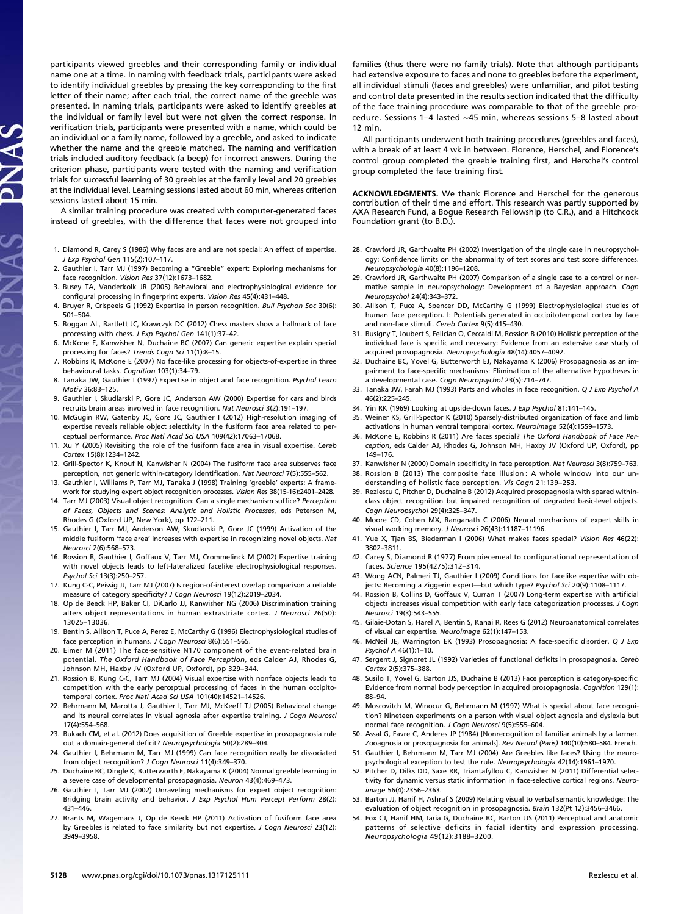participants viewed greebles and their corresponding family or individual name one at a time. In naming with feedback trials, participants were asked to identify individual greebles by pressing the key corresponding to the first letter of their name; after each trial, the correct name of the greeble was presented. In naming trials, participants were asked to identify greebles at the individual or family level but were not given the correct response. In verification trials, participants were presented with a name, which could be an individual or a family name, followed by a greeble, and asked to indicate whether the name and the greeble matched. The naming and verification trials included auditory feedback (a beep) for incorrect answers. During the criterion phase, participants were tested with the naming and verification trials for successful learning of 30 greebles at the family level and 20 greebles at the individual level. Learning sessions lasted about 60 min, whereas criterion sessions lasted about 15 min.

A similar training procedure was created with computer-generated faces instead of greebles, with the difference that faces were not grouped into families (thus there were no family trials). Note that although participants had extensive exposure to faces and none to greebles before the experiment, all individual stimuli (faces and greebles) were unfamiliar, and pilot testing and control data presented in the results section indicated that the difficulty of the face training procedure was comparable to that of the greeble procedure. Sessions 1–4 lasted ∼45 min, whereas sessions 5–8 lasted about 12 min.

All participants underwent both training procedures (greebles and faces), with a break of at least 4 wk in between. Florence, Herschel, and Florence's control group completed the greeble training first, and Herschel's control group completed the face training first.

**ACKNOWLEDGMENTS.** We thank Florence and Herschel for the generous contribution of their time and effort. This research was partly supported by AXA Research Fund, a Bogue Research Fellowship (to C.R.), and a Hitchcock Foundation grant (to B.D.).

1. Diamond R, Carey S (1986) Why faces are and are not special: An effect of expertise. *J Exp Psychol Gen* 115(2):107–117.
2. Gauthier I, Tarr MJ (1997) Becoming a "Greeble" expert: Exploring mechanisms for face recognition. *Vision Res* 37(12):1673–1682.
3. Busey TA, Vanderkolk JR (2005) Behavioral and electrophysiological evidence for configural processing in fingerprint experts. *Vision Res* 45(4):431–448.
4. Bruyer R, Crispeels G (1992) Expertise in person recognition. *Bull Psychon Soc* 30(6): 501–504.
5. Boggan AL, Bartlett JC, Krawczyk DC (2012) Chess masters show a hallmark of face processing with chess. *J Exp Psychol Gen* 141(1):37–42.
6. McKone E, Kanwisher N, Duchaine BC (2007) Can generic expertise explain special processing for faces? *Trends Cogn Sci* 11(1):8–15.
7. Robbins R, McKone E (2007) No face-like processing for objects-of-expertise in three behavioural tasks. *Cognition* 103(1):34–79.
8. Tanaka JW, Gauthier I (1997) Expertise in object and face recognition. *Psychol Learn Motiv* 36:83–125.
9. Gauthier I, Skudlarski P, Gore JC, Anderson AW (2000) Expertise for cars and birds recruits brain areas involved in face recognition. *Nat Neurosci* 3(2):191–197.
10. McGugin RW, Gatenby JC, Gore JC, Gauthier I (2012) High-resolution imaging of expertise reveals reliable object selectivity in the fusiform face area related to perceptual performance. *Proc Natl Acad Sci USA* 109(42):17063–17068.
11. Xu Y (2005) Revisiting the role of the fusiform face area in visual expertise. *Cereb Cortex* 15(8):1234–1242.
12. Grill-Spector K, Knouf N, Kanwisher N (2004) The fusiform face area subserves face perception, not generic within-category identification. *Nat Neurosci* 7(5):555–562.
13. Gauthier I, Williams P, Tarr MJ, Tanaka J (1998) Training 'greeble' experts: A framework for studying expert object recognition processes. *Vision Res* 38(15-16):2401–2428.
14. Tarr MJ (2003) Visual object recognition: Can a single mechanism suffice? *Perception of Faces, Objects and Scenes: Analytic and Holistic Processes*, eds Peterson M, Rhodes G (Oxford UP, New York), pp 172–211.
15. Gauthier I, Tarr MJ, Anderson AW, Skudlarski P, Gore JC (1999) Activation of the middle fusiform 'face area' increases with expertise in recognizing novel objects. *Nat Neurosci* 2(6):568–573.
16. Rossion B, Gauthier I, Goffaux V, Tarr MJ, Crommelinck M (2002) Expertise training with novel objects leads to left-lateralized facelike electrophysiological responses. *Psychol Sci* 13(3):250–257.
17. Kung C-C, Peissig JJ, Tarr MJ (2007) Is region-of-interest overlap comparison a reliable measure of category specificity? *J Cogn Neurosci* 19(12):2019–2034.
18. Op de Beeck HP, Baker CI, DiCarlo JJ, Kanwisher NG (2006) Discrimination training alters object representations in human extrastriate cortex. *J Neurosci* 26(50): 13025–13036.
19. Bentin S, Allison T, Puce A, Perez E, McCarthy G (1996) Electrophysiological studies of face perception in humans. *J Cogn Neurosci* 8(6):551–565.
20. Eimer M (2011) The face-sensitive N170 component of the event-related brain potential. *The Oxford Handbook of Face Perception*, eds Calder AJ, Rhodes G, Johnson MH, Haxby JV (Oxford UP, Oxford), pp 329–344.
21. Rossion B, Kung C-C, Tarr MJ (2004) Visual expertise with nonface objects leads to competition with the early perceptual processing of faces in the human occipitotemporal cortex. *Proc Natl Acad Sci USA* 101(40):14521–14526.
22. Behrmann M, Marotta J, Gauthier I, Tarr MJ, McKeeff TJ (2005) Behavioral change and its neural correlates in visual agnosia after expertise training. *J Cogn Neurosci* 17(4):554–568.
23. Bukach CM, et al. (2012) Does acquisition of Greeble expertise in prosopagnosia rule out a domain-general deficit? *Neuropsychologia* 50(2):289–304.
24. Gauthier I, Behrmann M, Tarr MJ (1999) Can face recognition really be dissociated from object recognition? *J Cogn Neurosci* 11(4):349–370.
25. Duchaine BC, Dingle K, Butterworth E, Nakayama K (2004) Normal greeble learning in a severe case of developmental prosopagnosia. *Neuron* 43(4):469–473.
26. Gauthier I, Tarr MJ (2002) Unraveling mechanisms for expert object recognition: Bridging brain activity and behavior. *J Exp Psychol Hum Percept Perform* 28(2): 431–446.
27. Brants M, Wagemans J, Op de Beeck HP (2011) Activation of fusiform face area by Greebles is related to face similarity but not expertise. *J Cogn Neurosci* 23(12): 3949–3958.
28. Crawford JR, Garthwaite PH (2002) Investigation of the single case in neuropsychology: Confidence limits on the abnormality of test scores and test score differences. *Neuropsychologia* 40(8):1196–1208.
29. Crawford JR, Garthwaite PH (2007) Comparison of a single case to a control or normative sample in neuropsychology: Development of a Bayesian approach. *Cogn Neuropsychol* 24(4):343–372.
30. Allison T, Puce A, Spencer DD, McCarthy G (1999) Electrophysiological studies of human face perception. I: Potentials generated in occipitotemporal cortex by face and non-face stimuli. *Cereb Cortex* 9(5):415–430.
31. Busigny T, Joubert S, Felician O, Ceccaldi M, Rossion B (2010) Holistic perception of the individual face is specific and necessary: Evidence from an extensive case study of acquired prosopagnosia. *Neuropsychologia* 48(14):4057–4092.
32. Duchaine BC, Yovel G, Butterworth EJ, Nakayama K (2006) Prosopagnosia as an impairment to face-specific mechanisms: Elimination of the alternative hypotheses in a developmental case. *Cogn Neuropsychol* 23(5):714–747.
33. Tanaka JW, Farah MJ (1993) Parts and wholes in face recognition. *Q J Exp Psychol A* 46(2):225–245.
34. Yin RK (1969) Looking at upside-down faces. *J Exp Psychol* 81:141–145.
35. Weiner KS, Grill-Spector K (2010) Sparsely-distributed organization of face and limb activations in human ventral temporal cortex. *Neuroimage* 52(4):1559–1573.
36. McKone E, Robbins R (2011) Are faces special? *The Oxford Handbook of Face Perception*, eds Calder AJ, Rhodes G, Johnson MH, Haxby JV (Oxford UP, Oxford), pp 149–176.
37. Kanwisher N (2000) Domain specificity in face perception. *Nat Neurosci* 3(8):759–763.
38. Rossion B (2013) The composite face illusion: A whole window into our understanding of holistic face perception. *Vis Cogn* 21:139–253.
39. Rezlescu C, Pitcher D, Duchaine B (2012) Acquired prosopagnosia with spared within-class object recognition but impaired recognition of degraded basic-level objects. *Cogn Neuropsychol* 29(4):325–347.
40. Moore CD, Cohen MX, Ranganath C (2006) Neural mechanisms of expert skills in visual working memory. *J Neurosci* 26(43):11187–11196.
41. Yue X, Tjan BS, Biederman I (2006) What makes faces special? *Vision Res* 46(22): 3802–3811.
42. Carey S, Diamond R (1977) From piecemeal to configurational representation of faces. *Science* 195(4275):312–314.
43. Wong ACN, Palmeri TJ, Gauthier I (2009) Conditions for facelike expertise with objects: Becoming a Ziggerin expert—but which type? *Psychol Sci* 20(9):1108–1117.
44. Rossion B, Collins D, Goffaux V, Curran T (2007) Long-term expertise with artificial objects increases visual competition with early face categorization processes. *J Cogn Neurosci* 19(3):543–555.
45. Gilaie-Dotan S, Harel A, Bentin S, Kanai R, Rees G (2012) Neuroanatomical correlates of visual car expertise. *Neuroimage* 62(1):147–153.
46. McNeil JE, Warrington EK (1993) Prosopagnosia: A face-specific disorder. *Q J Exp Psychol A* 46(1):1–10.
47. Sergent J, Signoret JL (1992) Varieties of functional deficits in prosopagnosia. *Cereb Cortex* 2(5):375–388.
48. Susilo T, Yovel G, Barton JJS, Duchaine B (2013) Face perception is category-specific: Evidence from normal body perception in acquired prosopagnosia. *Cognition* 129(1): 88–94.
49. Moscovitch M, Winocur G, Behrmann M (1997) What is special about face recognition? Nineteen experiments on a person with visual object agnosia and dyslexia but normal face recognition. *J Cogn Neurosci* 9(5):555–604.
50. Assal G, Favre C, Anderes JP (1984) [Nonrecognition of familiar animals by a farmer. Zooagnosia or prosopagnosia for animals]. *Rev Neurol (Paris)* 140(10):580–584. French.
51. Gauthier I, Behrmann M, Tarr MJ (2004) Are Greebles like faces? Using the neuropsychological exception to test the rule. *Neuropsychologia* 42(14):1961–1970.
52. Pitcher D, Dilks DD, Saxe RR, Triantafyllou C, Kanwisher N (2011) Differential selectivity for dynamic versus static information in face-selective cortical regions. *Neuroimage* 56(4):2356–2363.
53. Barton JJ, Hanif H, Ashraf S (2009) Relating visual to verbal semantic knowledge: The evaluation of object recognition in prosopagnosia. *Brain* 132(Pt 12):3456–3466.
54. Fox CJ, Hanif HM, Iaria G, Duchaine BC, Barton JJS (2011) Perceptual and anatomic patterns of selective deficits in facial identity and expression processing. *Neuropsychologia* 49(12):3188–3200.